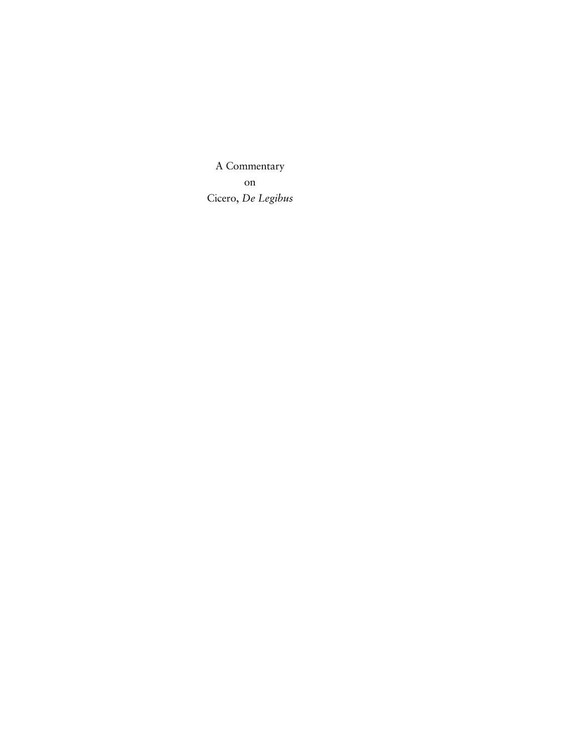A Commentary
on
Cicero, *De Legibus*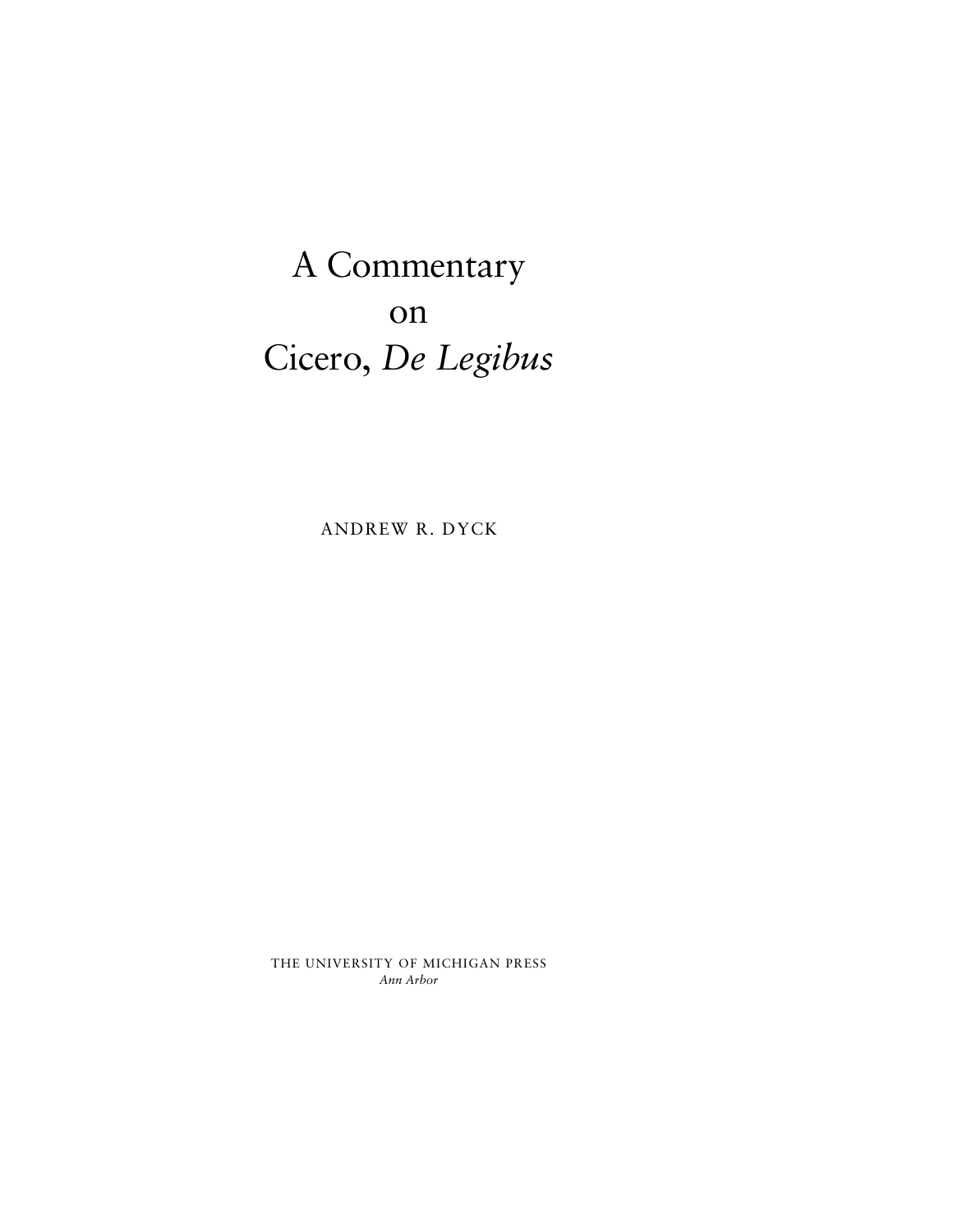# A Commentary on Cicero, *De Legibus*

ANDREW R. DYCK

THE UNIVERSITY OF MICHIGAN PRESS
*Ann Arbor*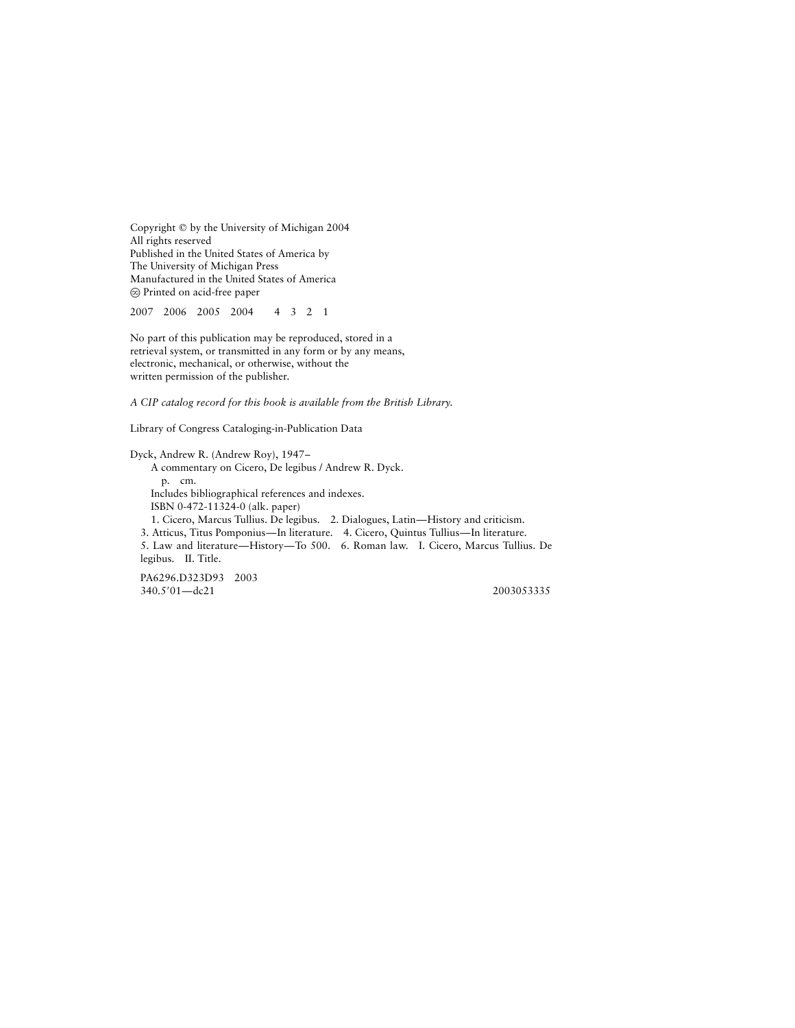Copyright © by the University of Michigan 2004
All rights reserved
Published in the United States of America by
The University of Michigan Press
Manufactured in the United States of America
⊗ Printed on acid-free paper

2007 2006 2005 2004 4 3 2 1

No part of this publication may be reproduced, stored in a
retrieval system, or transmitted in any form or by any means,
electronic, mechanical, or otherwise, without the
written permission of the publisher.

*A CIP catalog record for this book is available from the British Library.*

Library of Congress Cataloging-in-Publication Data

Dyck, Andrew R. (Andrew Roy), 1947–
A commentary on Cicero, De legibus / Andrew R. Dyck.
p. cm.
Includes bibliographical references and indexes.
ISBN 0-472-11324-0 (alk. paper)
1. Cicero, Marcus Tullius. De legibus. 2. Dialogues, Latin—History and criticism.
3. Atticus, Titus Pomponius—In literature. 4. Cicero, Quintus Tullius—In literature.
5. Law and literature—History—To 500. 6. Roman law. I. Cicero, Marcus Tullius. De legibus. II. Title.

PA6296.D323D93 2003
340.5′01—dc21 2003053335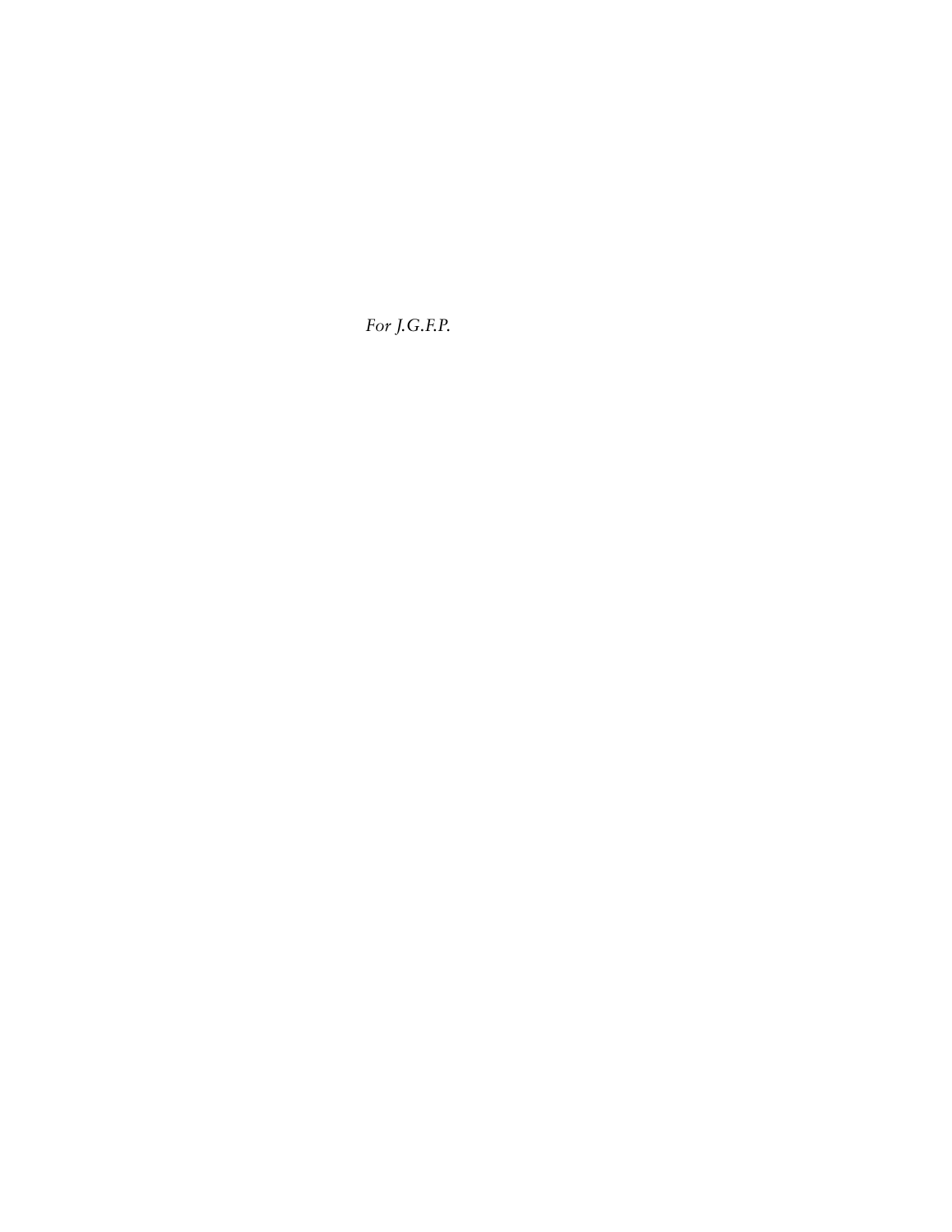*For J.G.F.P.*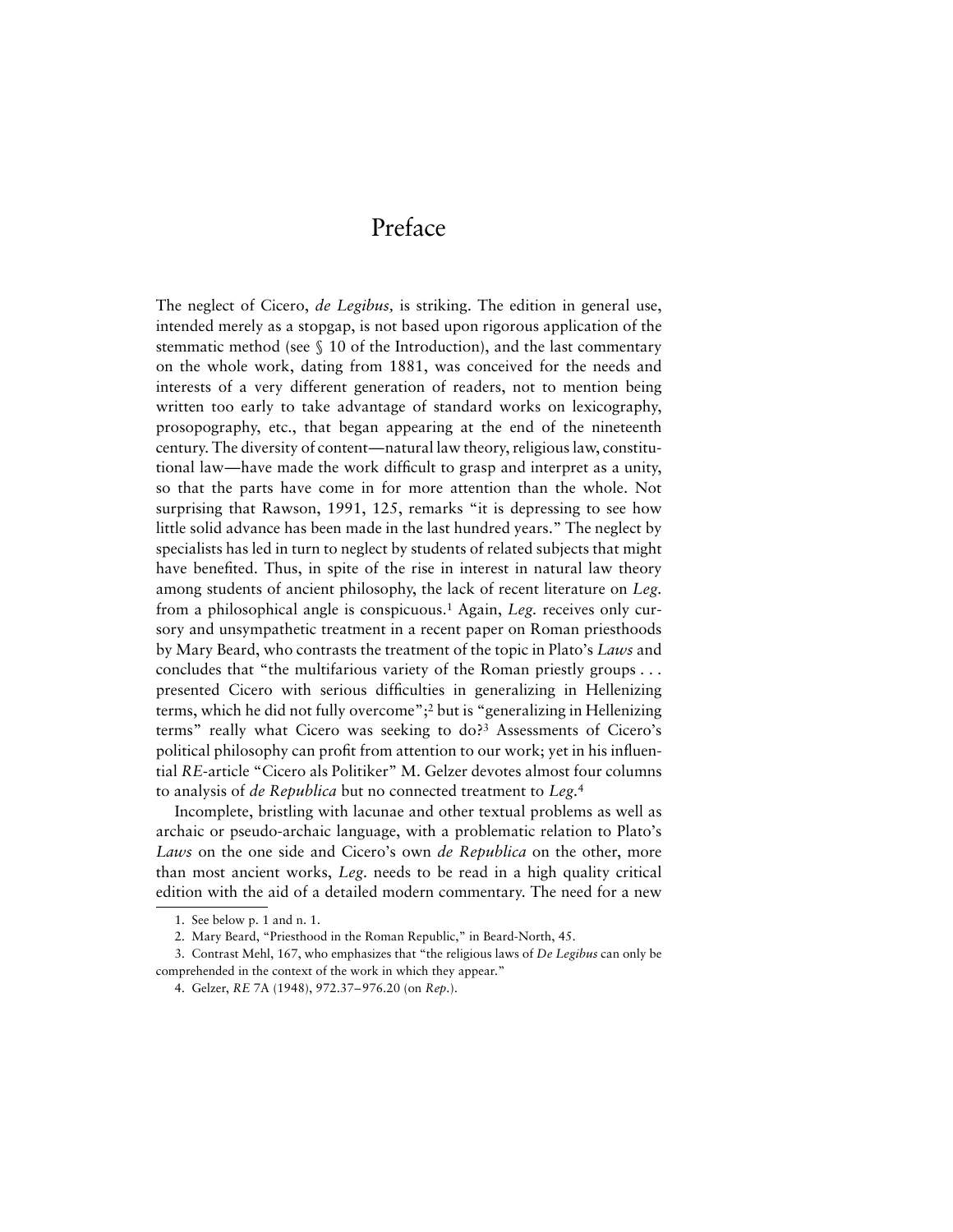# Preface

The neglect of Cicero, *de Legibus,* is striking. The edition in general use, intended merely as a stopgap, is not based upon rigorous application of the stemmatic method (see § 10 of the Introduction), and the last commentary on the whole work, dating from 1881, was conceived for the needs and interests of a very different generation of readers, not to mention being written too early to take advantage of standard works on lexicography, prosopography, etc., that began appearing at the end of the nineteenth century. The diversity of content—natural law theory, religious law, constitutional law—have made the work difficult to grasp and interpret as a unity, so that the parts have come in for more attention than the whole. Not surprising that Rawson, 1991, 125, remarks "it is depressing to see how little solid advance has been made in the last hundred years." The neglect by specialists has led in turn to neglect by students of related subjects that might have benefited. Thus, in spite of the rise in interest in natural law theory among students of ancient philosophy, the lack of recent literature on *Leg.* from a philosophical angle is conspicuous.[1] Again, *Leg.* receives only cursory and unsympathetic treatment in a recent paper on Roman priesthoods by Mary Beard, who contrasts the treatment of the topic in Plato's *Laws* and concludes that "the multifarious variety of the Roman priestly groups . . . presented Cicero with serious difficulties in generalizing in Hellenizing terms, which he did not fully overcome";[2] but is "generalizing in Hellenizing terms" really what Cicero was seeking to do?[3] Assessments of Cicero's political philosophy can profit from attention to our work; yet in his influential *RE*-article "Cicero als Politiker" M. Gelzer devotes almost four columns to analysis of *de Republica* but no connected treatment to *Leg.*[4]

Incomplete, bristling with lacunae and other textual problems as well as archaic or pseudo-archaic language, with a problematic relation to Plato's *Laws* on the one side and Cicero's own *de Republica* on the other, more than most ancient works, *Leg.* needs to be read in a high quality critical edition with the aid of a detailed modern commentary. The need for a new

1. See below p. 1 and n. 1.

2. Mary Beard, "Priesthood in the Roman Republic," in Beard-North, 45.

3. Contrast Mehl, 167, who emphasizes that "the religious laws of *De Legibus* can only be comprehended in the context of the work in which they appear."

4. Gelzer, *RE* 7A (1948), 972.37–976.20 (on *Rep.*).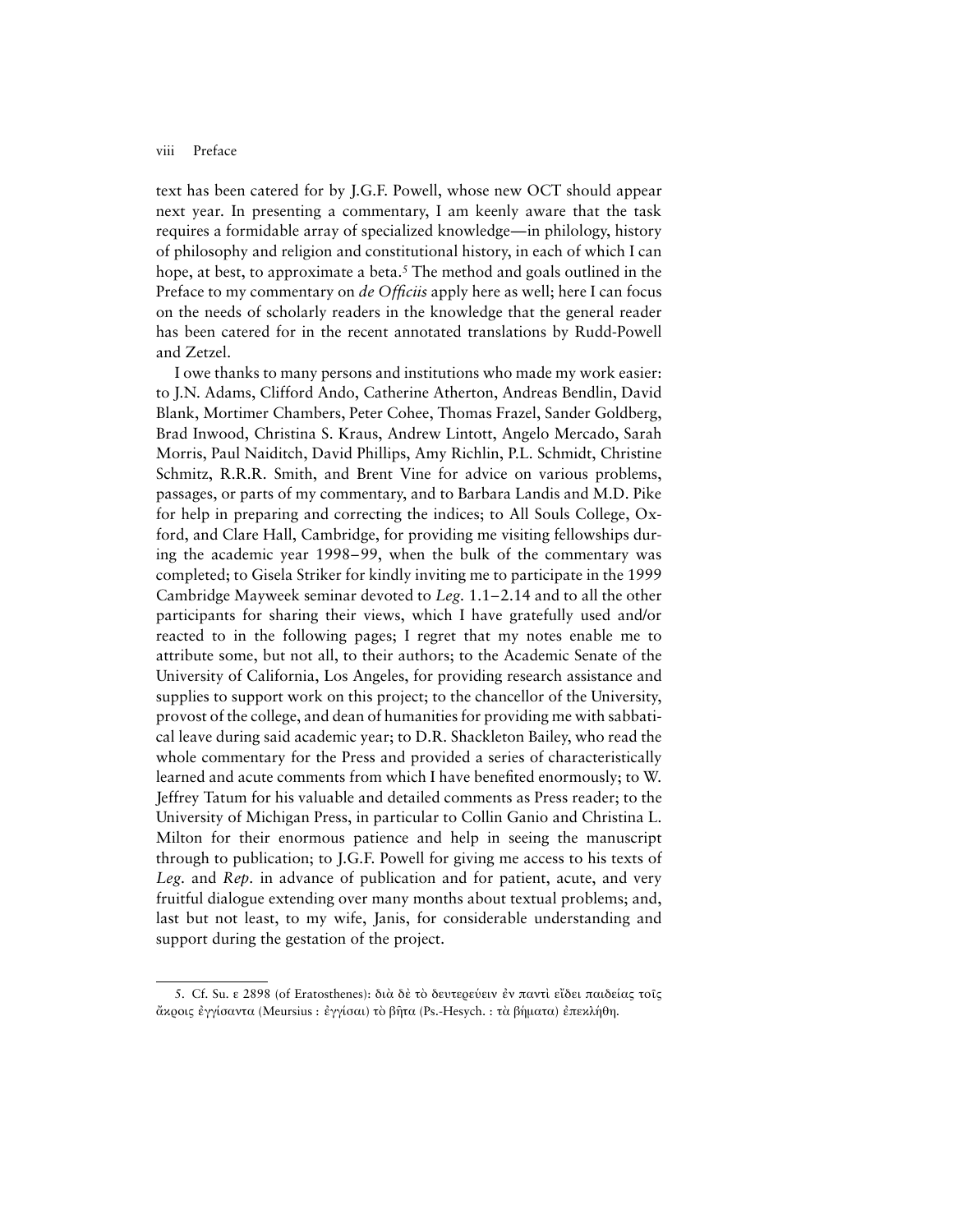text has been catered for by J.G.F. Powell, whose new OCT should appear next year. In presenting a commentary, I am keenly aware that the task requires a formidable array of specialized knowledge—in philology, history of philosophy and religion and constitutional history, in each of which I can hope, at best, to approximate a beta.[5] The method and goals outlined in the Preface to my commentary on *de Officiis* apply here as well; here I can focus on the needs of scholarly readers in the knowledge that the general reader has been catered for in the recent annotated translations by Rudd-Powell and Zetzel.

I owe thanks to many persons and institutions who made my work easier: to J.N. Adams, Clifford Ando, Catherine Atherton, Andreas Bendlin, David Blank, Mortimer Chambers, Peter Cohee, Thomas Frazel, Sander Goldberg, Brad Inwood, Christina S. Kraus, Andrew Lintott, Angelo Mercado, Sarah Morris, Paul Naiditch, David Phillips, Amy Richlin, P.L. Schmidt, Christine Schmitz, R.R.R. Smith, and Brent Vine for advice on various problems, passages, or parts of my commentary, and to Barbara Landis and M.D. Pike for help in preparing and correcting the indices; to All Souls College, Oxford, and Clare Hall, Cambridge, for providing me visiting fellowships during the academic year 1998–99, when the bulk of the commentary was completed; to Gisela Striker for kindly inviting me to participate in the 1999 Cambridge Mayweek seminar devoted to *Leg.* 1.1–2.14 and to all the other participants for sharing their views, which I have gratefully used and/or reacted to in the following pages; I regret that my notes enable me to attribute some, but not all, to their authors; to the Academic Senate of the University of California, Los Angeles, for providing research assistance and supplies to support work on this project; to the chancellor of the University, provost of the college, and dean of humanities for providing me with sabbatical leave during said academic year; to D.R. Shackleton Bailey, who read the whole commentary for the Press and provided a series of characteristically learned and acute comments from which I have benefited enormously; to W. Jeffrey Tatum for his valuable and detailed comments as Press reader; to the University of Michigan Press, in particular to Collin Ganio and Christina L. Milton for their enormous patience and help in seeing the manuscript through to publication; to J.G.F. Powell for giving me access to his texts of *Leg.* and *Rep.* in advance of publication and for patient, acute, and very fruitful dialogue extending over many months about textual problems; and, last but not least, to my wife, Janis, for considerable understanding and support during the gestation of the project.

5. Cf. Su. ε 2898 (of Eratosthenes): διὰ δὲ τὸ δευτερεύειν ἐν παντὶ εἴδει παιδείας τοῖς ἄκροις ἐγγίσαντα (Meursius : ἐγγίσαι) τὸ βῆτα (Ps.-Hesych. : τὰ βήματα) ἐπεκλήθη.